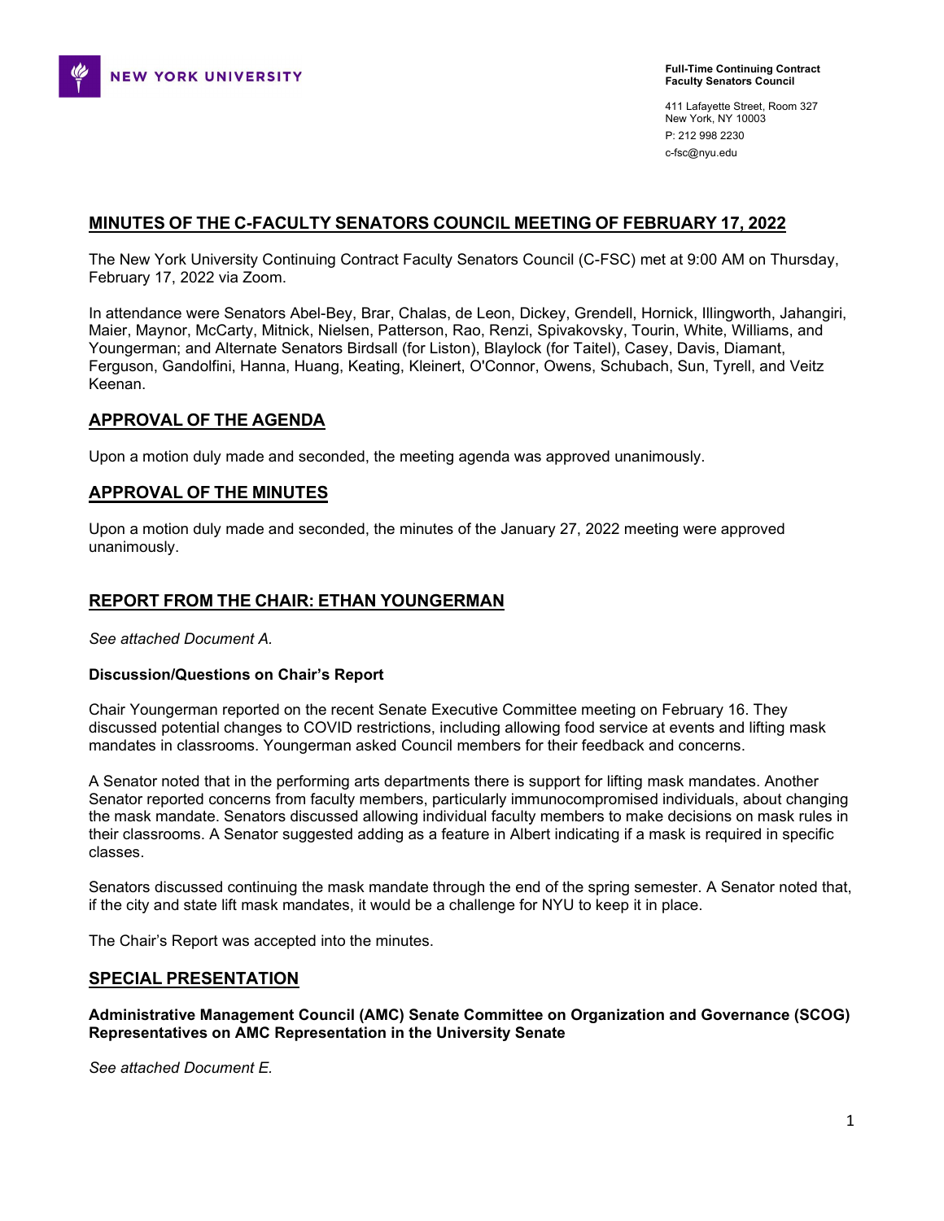NEW YORK UNIVERSITY

**Full-Time Continuing Contract Faculty Senators Council**

411 Lafayette Street, Room 327
New York, NY 10003
P: 212 998 2230
c-fsc@nyu.edu

## MINUTES OF THE C-FACULTY SENATORS COUNCIL MEETING OF FEBRUARY 17, 2022

The New York University Continuing Contract Faculty Senators Council (C-FSC) met at 9:00 AM on Thursday, February 17, 2022 via Zoom.

In attendance were Senators Abel-Bey, Brar, Chalas, de Leon, Dickey, Grendell, Hornick, Illingworth, Jahangiri, Maier, Maynor, McCarty, Mitnick, Nielsen, Patterson, Rao, Renzi, Spivakovsky, Tourin, White, Williams, and Youngerman; and Alternate Senators Birdsall (for Liston), Blaylock (for Taitel), Casey, Davis, Diamant, Ferguson, Gandolfini, Hanna, Huang, Keating, Kleinert, O'Connor, Owens, Schubach, Sun, Tyrell, and Veitz Keenan.

## APPROVAL OF THE AGENDA

Upon a motion duly made and seconded, the meeting agenda was approved unanimously.

## APPROVAL OF THE MINUTES

Upon a motion duly made and seconded, the minutes of the January 27, 2022 meeting were approved unanimously.

## REPORT FROM THE CHAIR: ETHAN YOUNGERMAN

*See attached Document A.*

**Discussion/Questions on Chair's Report**

Chair Youngerman reported on the recent Senate Executive Committee meeting on February 16. They discussed potential changes to COVID restrictions, including allowing food service at events and lifting mask mandates in classrooms. Youngerman asked Council members for their feedback and concerns.

A Senator noted that in the performing arts departments there is support for lifting mask mandates. Another Senator reported concerns from faculty members, particularly immunocompromised individuals, about changing the mask mandate. Senators discussed allowing individual faculty members to make decisions on mask rules in their classrooms. A Senator suggested adding as a feature in Albert indicating if a mask is required in specific classes.

Senators discussed continuing the mask mandate through the end of the spring semester. A Senator noted that, if the city and state lift mask mandates, it would be a challenge for NYU to keep it in place.

The Chair's Report was accepted into the minutes.

## SPECIAL PRESENTATION

**Administrative Management Council (AMC) Senate Committee on Organization and Governance (SCOG) Representatives on AMC Representation in the University Senate**

*See attached Document E.*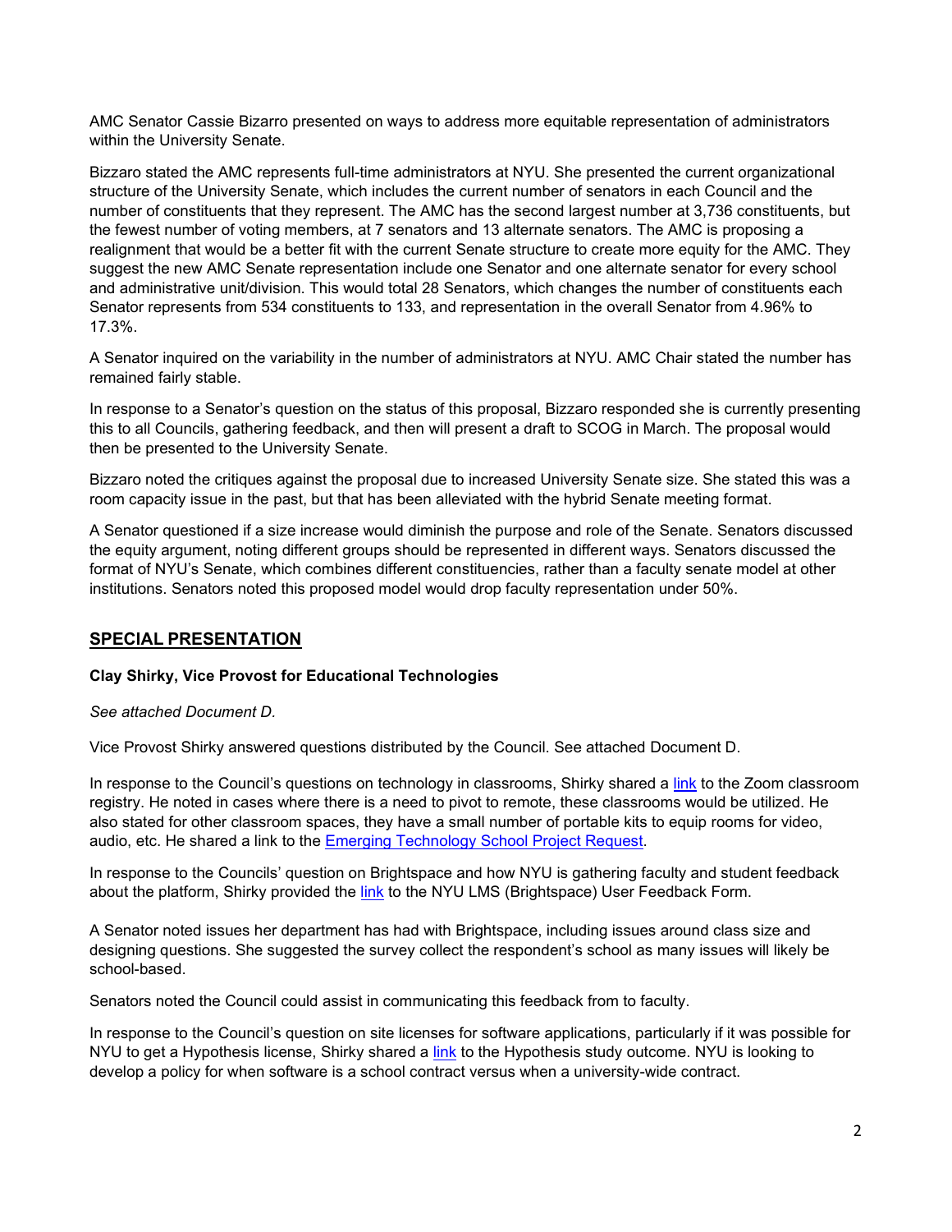AMC Senator Cassie Bizarro presented on ways to address more equitable representation of administrators within the University Senate.

Bizzaro stated the AMC represents full-time administrators at NYU. She presented the current organizational structure of the University Senate, which includes the current number of senators in each Council and the number of constituents that they represent. The AMC has the second largest number at 3,736 constituents, but the fewest number of voting members, at 7 senators and 13 alternate senators. The AMC is proposing a realignment that would be a better fit with the current Senate structure to create more equity for the AMC. They suggest the new AMC Senate representation include one Senator and one alternate senator for every school and administrative unit/division. This would total 28 Senators, which changes the number of constituents each Senator represents from 534 constituents to 133, and representation in the overall Senator from 4.96% to 17.3%.

A Senator inquired on the variability in the number of administrators at NYU. AMC Chair stated the number has remained fairly stable.

In response to a Senator's question on the status of this proposal, Bizzaro responded she is currently presenting this to all Councils, gathering feedback, and then will present a draft to SCOG in March. The proposal would then be presented to the University Senate.

Bizzaro noted the critiques against the proposal due to increased University Senate size. She stated this was a room capacity issue in the past, but that has been alleviated with the hybrid Senate meeting format.

A Senator questioned if a size increase would diminish the purpose and role of the Senate. Senators discussed the equity argument, noting different groups should be represented in different ways. Senators discussed the format of NYU's Senate, which combines different constituencies, rather than a faculty senate model at other institutions. Senators noted this proposed model would drop faculty representation under 50%.

## SPECIAL PRESENTATION

**Clay Shirky, Vice Provost for Educational Technologies**

*See attached Document D.*

Vice Provost Shirky answered questions distributed by the Council. See attached Document D.

In response to the Council's questions on technology in classrooms, Shirky shared a link to the Zoom classroom registry. He noted in cases where there is a need to pivot to remote, these classrooms would be utilized. He also stated for other classroom spaces, they have a small number of portable kits to equip rooms for video, audio, etc. He shared a link to the Emerging Technology School Project Request.

In response to the Councils' question on Brightspace and how NYU is gathering faculty and student feedback about the platform, Shirky provided the link to the NYU LMS (Brightspace) User Feedback Form.

A Senator noted issues her department has had with Brightspace, including issues around class size and designing questions. She suggested the survey collect the respondent's school as many issues will likely be school-based.

Senators noted the Council could assist in communicating this feedback from to faculty.

In response to the Council's question on site licenses for software applications, particularly if it was possible for NYU to get a Hypothesis license, Shirky shared a link to the Hypothesis study outcome. NYU is looking to develop a policy for when software is a school contract versus when a university-wide contract.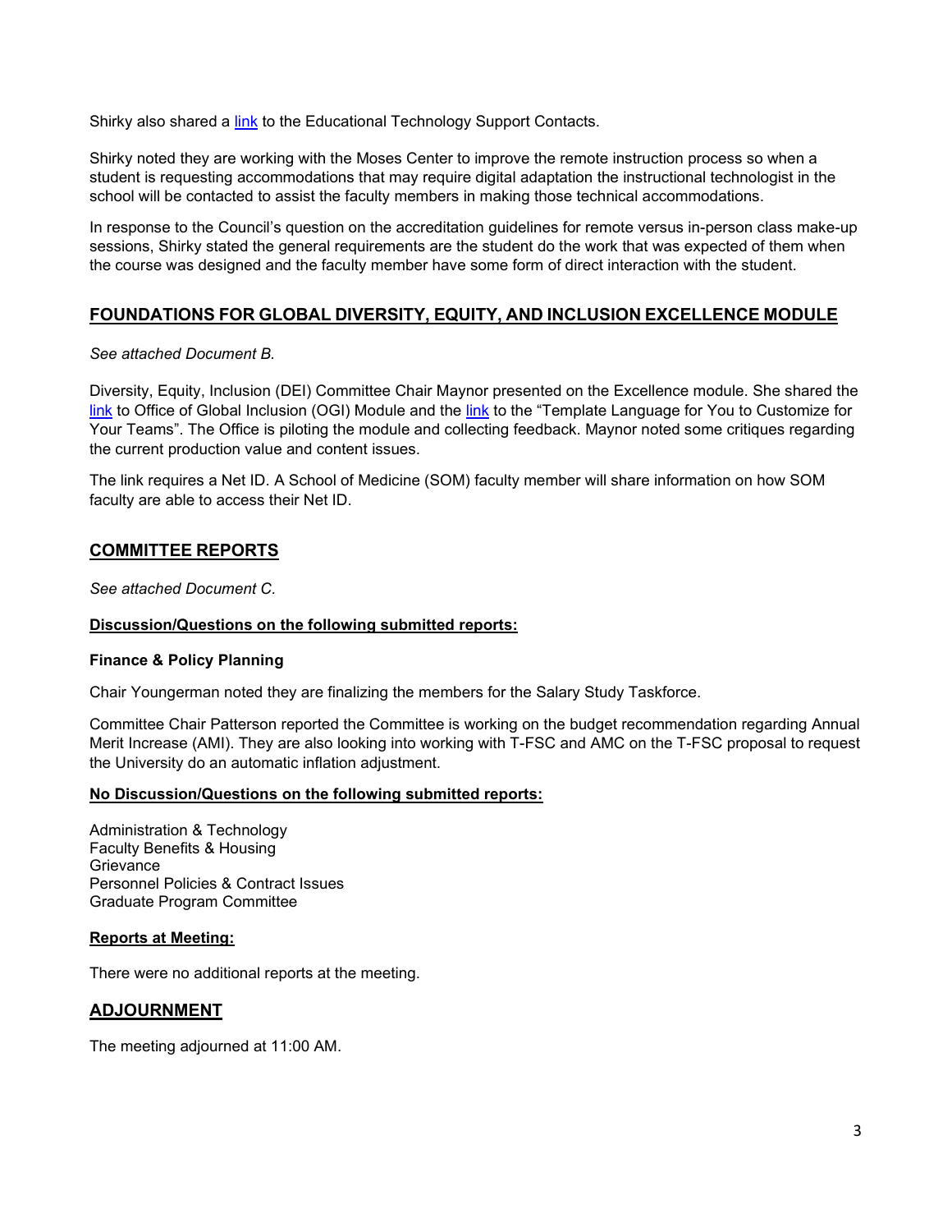Shirky also shared a link to the Educational Technology Support Contacts.

Shirky noted they are working with the Moses Center to improve the remote instruction process so when a student is requesting accommodations that may require digital adaptation the instructional technologist in the school will be contacted to assist the faculty members in making those technical accommodations.

In response to the Council's question on the accreditation guidelines for remote versus in-person class make-up sessions, Shirky stated the general requirements are the student do the work that was expected of them when the course was designed and the faculty member have some form of direct interaction with the student.

## FOUNDATIONS FOR GLOBAL DIVERSITY, EQUITY, AND INCLUSION EXCELLENCE MODULE

*See attached Document B.*

Diversity, Equity, Inclusion (DEI) Committee Chair Maynor presented on the Excellence module. She shared the link to Office of Global Inclusion (OGI) Module and the link to the "Template Language for You to Customize for Your Teams". The Office is piloting the module and collecting feedback. Maynor noted some critiques regarding the current production value and content issues.

The link requires a Net ID. A School of Medicine (SOM) faculty member will share information on how SOM faculty are able to access their Net ID.

## COMMITTEE REPORTS

*See attached Document C.*

**Discussion/Questions on the following submitted reports:**

**Finance & Policy Planning**

Chair Youngerman noted they are finalizing the members for the Salary Study Taskforce.

Committee Chair Patterson reported the Committee is working on the budget recommendation regarding Annual Merit Increase (AMI). They are also looking into working with T-FSC and AMC on the T-FSC proposal to request the University do an automatic inflation adjustment.

**No Discussion/Questions on the following submitted reports:**

Administration & Technology
Faculty Benefits & Housing
Grievance
Personnel Policies & Contract Issues
Graduate Program Committee

**Reports at Meeting:**

There were no additional reports at the meeting.

## ADJOURNMENT

The meeting adjourned at 11:00 AM.